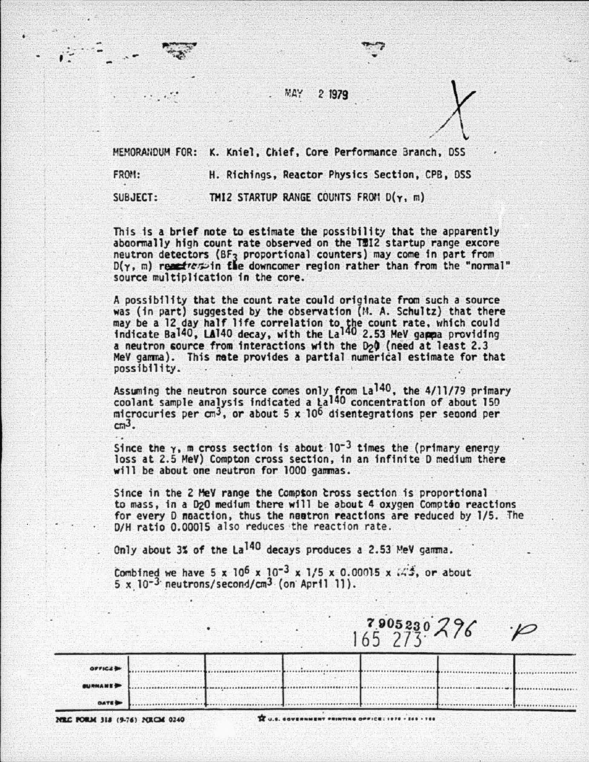MAY 2 1979

MEMORANDUM FOR: K. Kniel, Chief, Core Performance Branch, DSS

FROM: H. Richings, Reactor Physics Section, CPB, DSS

SUBJECT: TMI2 STARTUP RANGE COUNTS FROM D(γ, n)

This is a brief note to estimate the possibility that the apparently abnormally high count rate observed on the TMI2 startup range excore neutron detectors ($BF_3$ proportional counters) may come in part from D(γ, n) reactions in the downcomer region rather than from the "normal" source multiplication in the core.

A possibility that the count rate could originate from such a source was (in part) suggested by the observation (M. A. Schultz) that there may be a 12 day half life correlation to the count rate, which could indicate $Ba^{140}$, $La^{140}$ decay, with the $La^{140}$ 2.53 MeV gamma providing a neutron source from interactions with the $D_2O$ (need at least 2.3 MeV gamma). This note provides a partial numerical estimate for that possibility.

Assuming the neutron source comes only from $La^{140}$, the 4/11/79 primary coolant sample analysis indicated a $La^{140}$ concentration of about 150 microcuries per $cm^3$, or about $5 \times 10^6$ disintegrations per second per $cm^3$.

Since the γ, n cross section is about $10^{-3}$ times the (primary energy loss at 2.5 MeV) Compton cross section, in an infinite D medium there will be about one neutron for 1000 gammas.

Since in the 2 MeV range the Compton cross section is proportional to mass, in a $D_2O$ medium there will be about 4 oxygen Compton reactions for every D reaction, thus the neutron reactions are reduced by 1/5. The D/H ratio 0.00015 also reduces the reaction rate.

Only about 3% of the $La^{140}$ decays produces a 2.53 MeV gamma.

Combined we have $5 \times 10^6 \times 10^{-3} \times 1/5 \times 0.00015 \times .03$, or about $5 \times 10^{-3}$ neutrons/second/$cm^3$ (on April 11).

7905230296

165 273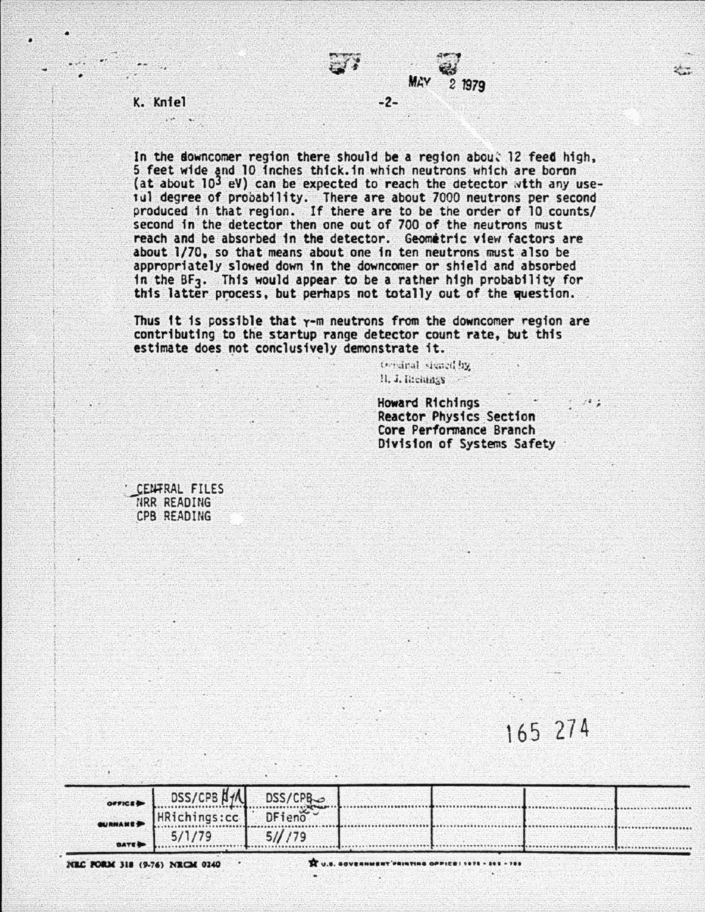K. Kniel

MAY 2 1979

In the downcomer region there should be a region about 12 feed high, 5 feet wide and 10 inches thick.in which neutrons which are boron (at about $10^3$ eV) can be expected to reach the detector with any useful degree of probability. There are about 7000 neutrons per second produced in that region. If there are to be the order of 10 counts/second in the detector then one out of 700 of the neutrons must reach and be absorbed in the detector. Geometric view factors are about 1/70, so that means about one in ten neutrons must also be appropriately slowed down in the downcomer or shield and absorbed in the $BF_3$. This would appear to be a rather high probability for this latter process, but perhaps not totally out of the question.

Thus it is possible that $\gamma$-m neutrons from the downcomer region are contributing to the startup range detector count rate, but this estimate does not conclusively demonstrate it.

Original signed by
H. J. Richings

Howard Richings
Reactor Physics Section
Core Performance Branch
Division of Systems Safety

CENTRAL FILES
NRR READING
CPB READING

165 274

| | | | | | | |
|---|---|---|---|---|---|---|
| OFFICE | DSS/CPB | DSS/CPB | | | | |
| SURNAME | HRichings:cc | DFieno | | | | |
| DATE | 5/1/79 | 5//79 | | | | |

NRC FORM 318 (9-76) NRCM 0240 U.S. GOVERNMENT PRINTING OFFICE